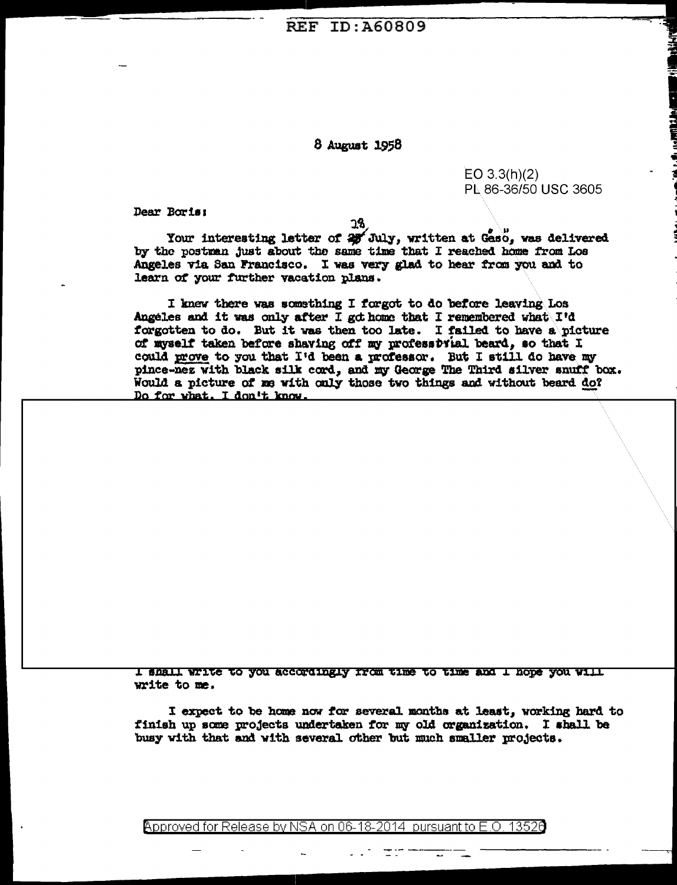REF ID:A60809

8 August 1958

EO 3.3(h)(2)
PL 86-36/50 USC 3605

Dear Boris:

Your interesting letter of 18 July, written at Gasö, was delivered by the postman just about the same time that I reached home from Los Angeles via San Francisco. I was very glad to hear from you and to learn of your further vacation plans.

I knew there was something I forgot to do before leaving Los Angeles and it was only after I got home that I remembered what I'd forgotten to do. But it was then too late. I failed to have a picture of myself taken before shaving off my professorial beard, so that I could prove to you that I'd been a professor. But I still do have my pince-nez with black silk cord, and my George The Third silver snuff box. Would a picture of me with only those two things and without beard do? Do for what, I don't know.

I shall write to you accordingly from time to time and I hope you will write to me.

I expect to be home now for several months at least, working hard to finish up some projects undertaken for my old organization. I shall be busy with that and with several other but much smaller projects.

Approved for Release by NSA on 06-18-2014 pursuant to E.O. 13526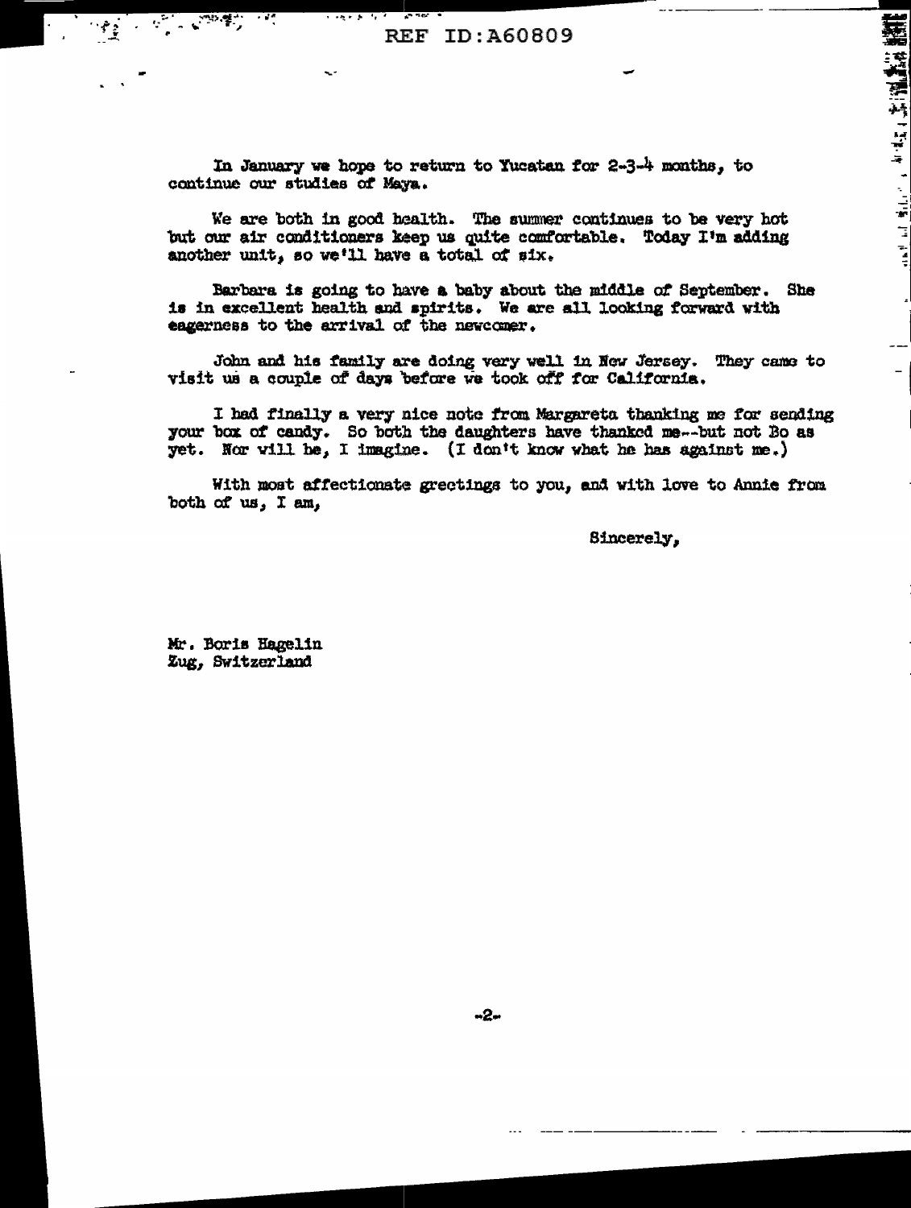In January we hope to return to Yucatan for 2-3-4 months, to continue our studies of Maya.

We are both in good health. The summer continues to be very hot but our air conditioners keep us quite comfortable. Today I'm adding another unit, so we'll have a total of six.

Barbara is going to have a baby about the middle of September. She is in excellent health and spirits. We are all looking forward with eagerness to the arrival of the newcomer.

John and his family are doing very well in New Jersey. They came to visit us a couple of days before we took off for California.

I had finally a very nice note from Margareta thanking me for sending your box of candy. So both the daughters have thanked me--but not Bo as yet. Nor will he, I imagine. (I don't know what he has against me.)

With most affectionate greetings to you, and with love to Annie from both of us, I am,

Sincerely,

Mr. Boris Hagelin
Zug, Switzerland